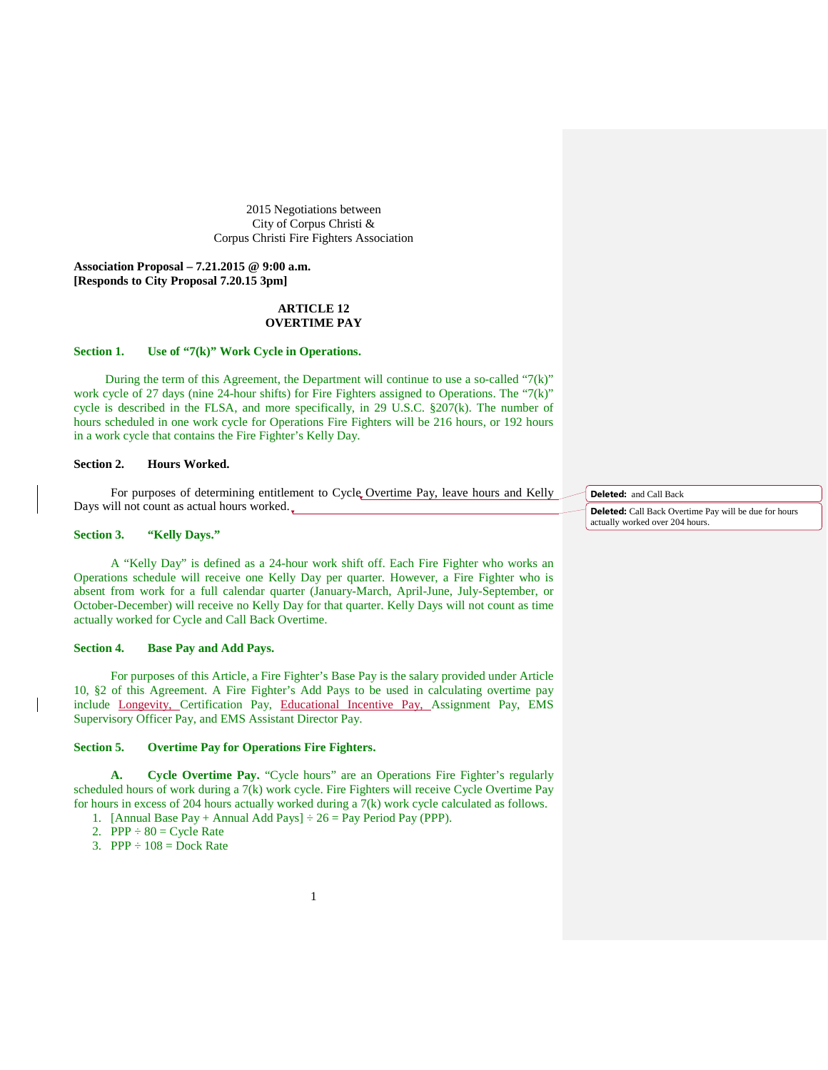2015 Negotiations between
City of Corpus Christi &
Corpus Christi Fire Fighters Association

**Association Proposal – 7.21.2015 @ 9:00 a.m.**
**[Responds to City Proposal 7.20.15 3pm]**

# ARTICLE 12
# OVERTIME PAY

### Section 1. Use of "7(k)" Work Cycle in Operations.

During the term of this Agreement, the Department will continue to use a so-called "7(k)" work cycle of 27 days (nine 24-hour shifts) for Fire Fighters assigned to Operations. The "7(k)" cycle is described in the FLSA, and more specifically, in 29 U.S.C. §207(k). The number of hours scheduled in one work cycle for Operations Fire Fighters will be 216 hours, or 192 hours in a work cycle that contains the Fire Fighter's Kelly Day.

### Section 2. Hours Worked.

For purposes of determining entitlement to Cycle Overtime Pay, leave hours and Kelly Days will not count as actual hours worked.

> Deleted: and Call Back

> Deleted: Call Back Overtime Pay will be due for hours actually worked over 204 hours.

### Section 3. "Kelly Days."

A "Kelly Day" is defined as a 24-hour work shift off. Each Fire Fighter who works an Operations schedule will receive one Kelly Day per quarter. However, a Fire Fighter who is absent from work for a full calendar quarter (January-March, April-June, July-September, or October-December) will receive no Kelly Day for that quarter. Kelly Days will not count as time actually worked for Cycle and Call Back Overtime.

### Section 4. Base Pay and Add Pays.

For purposes of this Article, a Fire Fighter's Base Pay is the salary provided under Article 10, §2 of this Agreement. A Fire Fighter's Add Pays to be used in calculating overtime pay include Longevity, Certification Pay, Educational Incentive Pay, Assignment Pay, EMS Supervisory Officer Pay, and EMS Assistant Director Pay.

### Section 5. Overtime Pay for Operations Fire Fighters.

**A. Cycle Overtime Pay.** "Cycle hours" are an Operations Fire Fighter's regularly scheduled hours of work during a 7(k) work cycle. Fire Fighters will receive Cycle Overtime Pay for hours in excess of 204 hours actually worked during a 7(k) work cycle calculated as follows.

1. [Annual Base Pay + Annual Add Pays] ÷ 26 = Pay Period Pay (PPP).
2. PPP ÷ 80 = Cycle Rate
3. PPP ÷ 108 = Dock Rate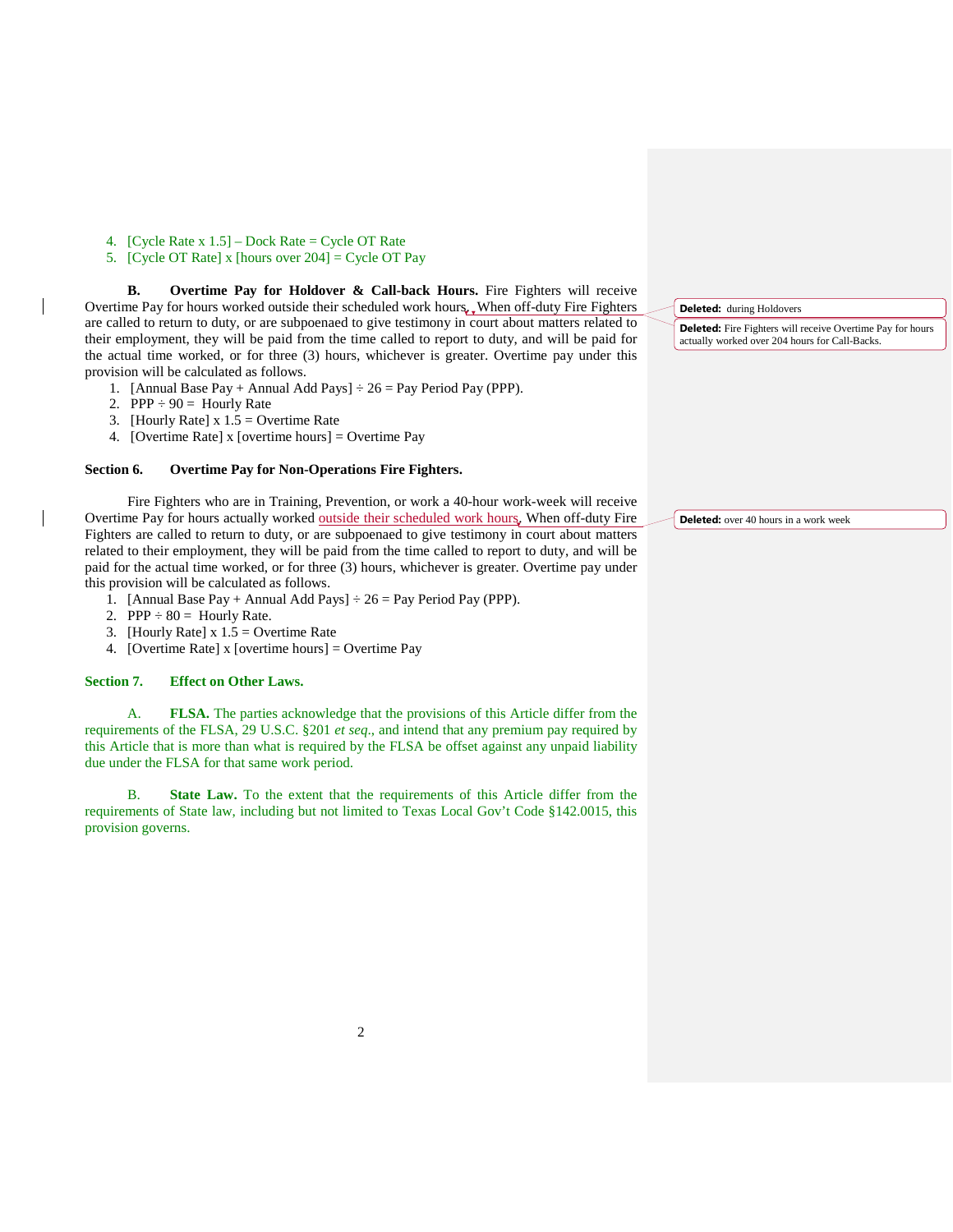4. [Cycle Rate x 1.5] – Dock Rate = Cycle OT Rate
5. [Cycle OT Rate] x [hours over 204] = Cycle OT Pay

**B. Overtime Pay for Holdover & Call-back Hours.** Fire Fighters will receive Overtime Pay for hours worked outside their scheduled work hours. When off-duty Fire Fighters are called to return to duty, or are subpoenaed to give testimony in court about matters related to their employment, they will be paid from the time called to report to duty, and will be paid for the actual time worked, or for three (3) hours, whichever is greater. Overtime pay under this provision will be calculated as follows.

1. [Annual Base Pay + Annual Add Pays] ÷ 26 = Pay Period Pay (PPP).
2. PPP ÷ 90 = Hourly Rate
3. [Hourly Rate] x 1.5 = Overtime Rate
4. [Overtime Rate] x [overtime hours] = Overtime Pay

**Section 6. Overtime Pay for Non-Operations Fire Fighters.**

Fire Fighters who are in Training, Prevention, or work a 40-hour work-week will receive Overtime Pay for hours actually worked outside their scheduled work hours. When off-duty Fire Fighters are called to return to duty, or are subpoenaed to give testimony in court about matters related to their employment, they will be paid from the time called to report to duty, and will be paid for the actual time worked, or for three (3) hours, whichever is greater. Overtime pay under this provision will be calculated as follows.

1. [Annual Base Pay + Annual Add Pays] ÷ 26 = Pay Period Pay (PPP).
2. PPP ÷ 80 = Hourly Rate.
3. [Hourly Rate] x 1.5 = Overtime Rate
4. [Overtime Rate] x [overtime hours] = Overtime Pay

**Section 7. Effect on Other Laws.**

A. **FLSA.** The parties acknowledge that the provisions of this Article differ from the requirements of the FLSA, 29 U.S.C. §201 *et seq*., and intend that any premium pay required by this Article that is more than what is required by the FLSA be offset against any unpaid liability due under the FLSA for that same work period.

B. **State Law.** To the extent that the requirements of this Article differ from the requirements of State law, including but not limited to Texas Local Gov't Code §142.0015, this provision governs.

Deleted: during Holdovers

Deleted: Fire Fighters will receive Overtime Pay for hours actually worked over 204 hours for Call-Backs.

Deleted: over 40 hours in a work week